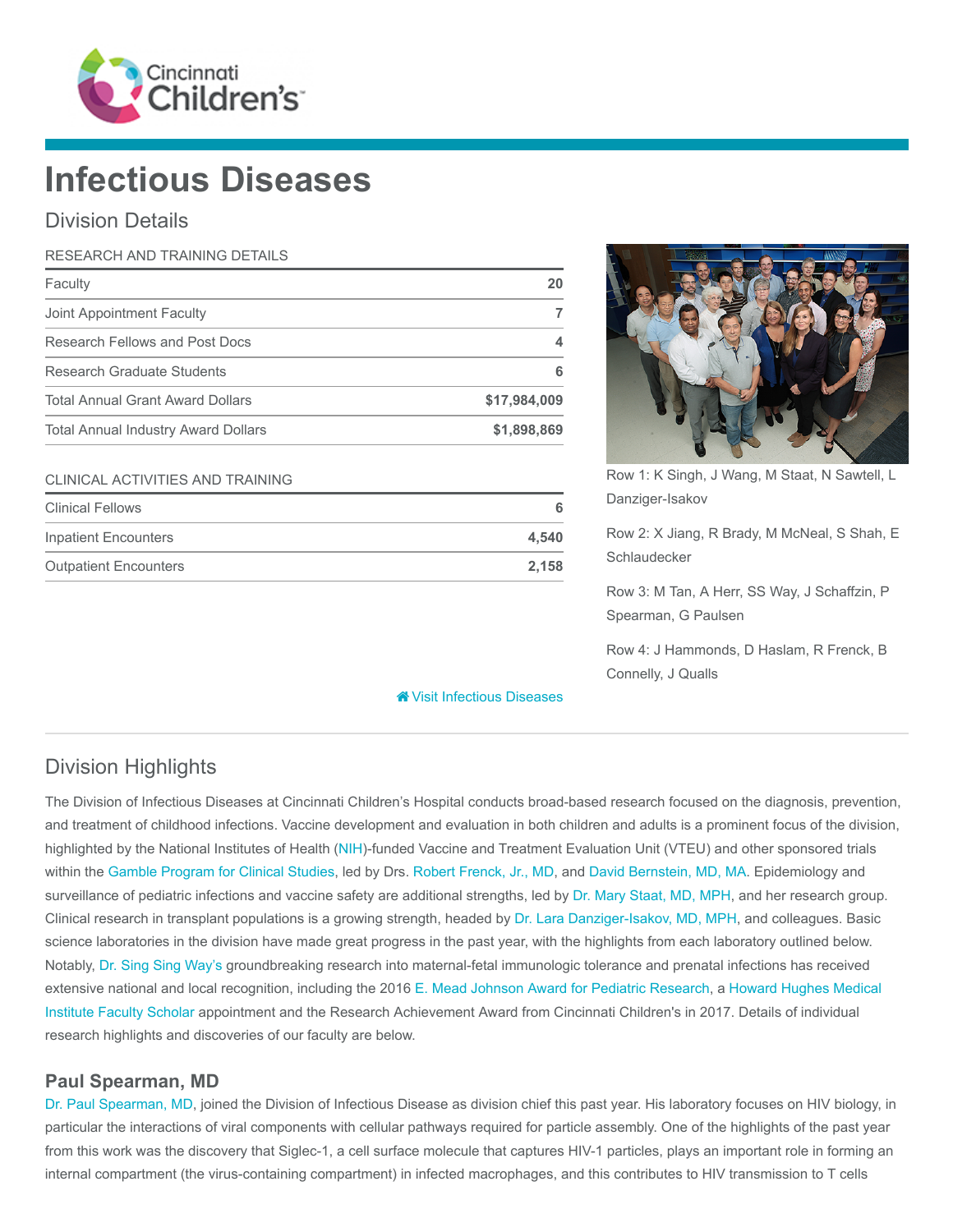# Infectious Diseases

## Division Details

| RESEARCH AND TRAINING DETAILS | |
|---|---|
| Faculty | 20 |
| Joint Appointment Faculty | 7 |
| Research Fellows and Post Docs | 4 |
| Research Graduate Students | 6 |
| Total Annual Grant Award Dollars | $17,984,009 |
| Total Annual Industry Award Dollars | $1,898,869 |

| CLINICAL ACTIVITIES AND TRAINING | |
|---|---|
| Clinical Fellows | 6 |
| Inpatient Encounters | 4,540 |
| Outpatient Encounters | 2,158 |

Row 1: K Singh, J Wang, M Staat, N Sawtell, L Danziger-Isakov

Row 2: X Jiang, R Brady, M McNeal, S Shah, E Schlaudecker

Row 3: M Tan, A Herr, SS Way, J Schaffzin, P Spearman, G Paulsen

Row 4: J Hammonds, D Haslam, R Frenck, B Connelly, J Qualls

Visit Infectious Diseases

## Division Highlights

The Division of Infectious Diseases at Cincinnati Children's Hospital conducts broad-based research focused on the diagnosis, prevention, and treatment of childhood infections. Vaccine development and evaluation in both children and adults is a prominent focus of the division, highlighted by the National Institutes of Health (NIH)-funded Vaccine and Treatment Evaluation Unit (VTEU) and other sponsored trials within the Gamble Program for Clinical Studies, led by Drs. Robert Frenck, Jr., MD, and David Bernstein, MD, MA. Epidemiology and surveillance of pediatric infections and vaccine safety are additional strengths, led by Dr. Mary Staat, MD, MPH, and her research group. Clinical research in transplant populations is a growing strength, headed by Dr. Lara Danziger-Isakov, MD, MPH, and colleagues. Basic science laboratories in the division have made great progress in the past year, with the highlights from each laboratory outlined below. Notably, Dr. Sing Sing Way's groundbreaking research into maternal-fetal immunologic tolerance and prenatal infections has received extensive national and local recognition, including the 2016 E. Mead Johnson Award for Pediatric Research, a Howard Hughes Medical Institute Faculty Scholar appointment and the Research Achievement Award from Cincinnati Children's in 2017. Details of individual research highlights and discoveries of our faculty are below.

### Paul Spearman, MD

Dr. Paul Spearman, MD, joined the Division of Infectious Disease as division chief this past year. His laboratory focuses on HIV biology, in particular the interactions of viral components with cellular pathways required for particle assembly. One of the highlights of the past year from this work was the discovery that Siglec-1, a cell surface molecule that captures HIV-1 particles, plays an important role in forming an internal compartment (the virus-containing compartment) in infected macrophages, and this contributes to HIV transmission to T cells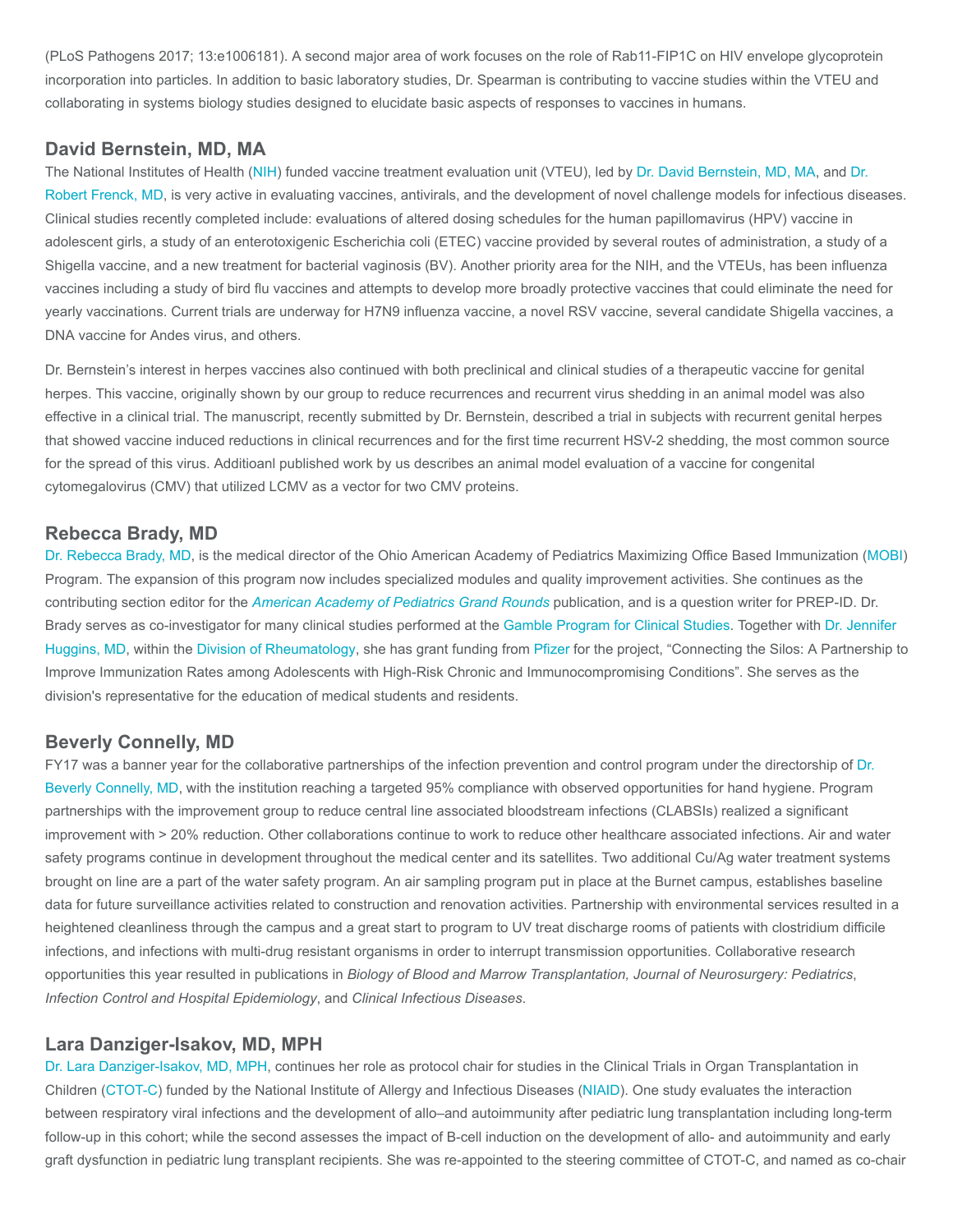(PLoS Pathogens 2017; 13:e1006181). A second major area of work focuses on the role of Rab11-FIP1C on HIV envelope glycoprotein incorporation into particles. In addition to basic laboratory studies, Dr. Spearman is contributing to vaccine studies within the VTEU and collaborating in systems biology studies designed to elucidate basic aspects of responses to vaccines in humans.

## David Bernstein, MD, MA

The National Institutes of Health (NIH) funded vaccine treatment evaluation unit (VTEU), led by Dr. David Bernstein, MD, MA, and Dr. Robert Frenck, MD, is very active in evaluating vaccines, antivirals, and the development of novel challenge models for infectious diseases. Clinical studies recently completed include: evaluations of altered dosing schedules for the human papillomavirus (HPV) vaccine in adolescent girls, a study of an enterotoxigenic Escherichia coli (ETEC) vaccine provided by several routes of administration, a study of a Shigella vaccine, and a new treatment for bacterial vaginosis (BV). Another priority area for the NIH, and the VTEUs, has been influenza vaccines including a study of bird flu vaccines and attempts to develop more broadly protective vaccines that could eliminate the need for yearly vaccinations. Current trials are underway for H7N9 influenza vaccine, a novel RSV vaccine, several candidate Shigella vaccines, a DNA vaccine for Andes virus, and others.

Dr. Bernstein's interest in herpes vaccines also continued with both preclinical and clinical studies of a therapeutic vaccine for genital herpes. This vaccine, originally shown by our group to reduce recurrences and recurrent virus shedding in an animal model was also effective in a clinical trial. The manuscript, recently submitted by Dr. Bernstein, described a trial in subjects with recurrent genital herpes that showed vaccine induced reductions in clinical recurrences and for the first time recurrent HSV-2 shedding, the most common source for the spread of this virus. Additioanl published work by us describes an animal model evaluation of a vaccine for congenital cytomegalovirus (CMV) that utilized LCMV as a vector for two CMV proteins.

## Rebecca Brady, MD

Dr. Rebecca Brady, MD, is the medical director of the Ohio American Academy of Pediatrics Maximizing Office Based Immunization (MOBI) Program. The expansion of this program now includes specialized modules and quality improvement activities. She continues as the contributing section editor for the *American Academy of Pediatrics Grand Rounds* publication, and is a question writer for PREP-ID. Dr. Brady serves as co-investigator for many clinical studies performed at the Gamble Program for Clinical Studies. Together with Dr. Jennifer Huggins, MD, within the Division of Rheumatology, she has grant funding from Pfizer for the project, "Connecting the Silos: A Partnership to Improve Immunization Rates among Adolescents with High-Risk Chronic and Immunocompromising Conditions". She serves as the division's representative for the education of medical students and residents.

## Beverly Connelly, MD

FY17 was a banner year for the collaborative partnerships of the infection prevention and control program under the directorship of Dr. Beverly Connelly, MD, with the institution reaching a targeted 95% compliance with observed opportunities for hand hygiene. Program partnerships with the improvement group to reduce central line associated bloodstream infections (CLABSIs) realized a significant improvement with > 20% reduction. Other collaborations continue to work to reduce other healthcare associated infections. Air and water safety programs continue in development throughout the medical center and its satellites. Two additional Cu/Ag water treatment systems brought on line are a part of the water safety program. An air sampling program put in place at the Burnet campus, establishes baseline data for future surveillance activities related to construction and renovation activities. Partnership with environmental services resulted in a heightened cleanliness through the campus and a great start to program to UV treat discharge rooms of patients with clostridium difficile infections, and infections with multi-drug resistant organisms in order to interrupt transmission opportunities. Collaborative research opportunities this year resulted in publications in *Biology of Blood and Marrow Transplantation, Journal of Neurosurgery: Pediatrics*, *Infection Control and Hospital Epidemiology*, and *Clinical Infectious Diseases*.

## Lara Danziger-Isakov, MD, MPH

Dr. Lara Danziger-Isakov, MD, MPH, continues her role as protocol chair for studies in the Clinical Trials in Organ Transplantation in Children (CTOT-C) funded by the National Institute of Allergy and Infectious Diseases (NIAID). One study evaluates the interaction between respiratory viral infections and the development of allo–and autoimmunity after pediatric lung transplantation including long-term follow-up in this cohort; while the second assesses the impact of B-cell induction on the development of allo- and autoimmunity and early graft dysfunction in pediatric lung transplant recipients. She was re-appointed to the steering committee of CTOT-C, and named as co-chair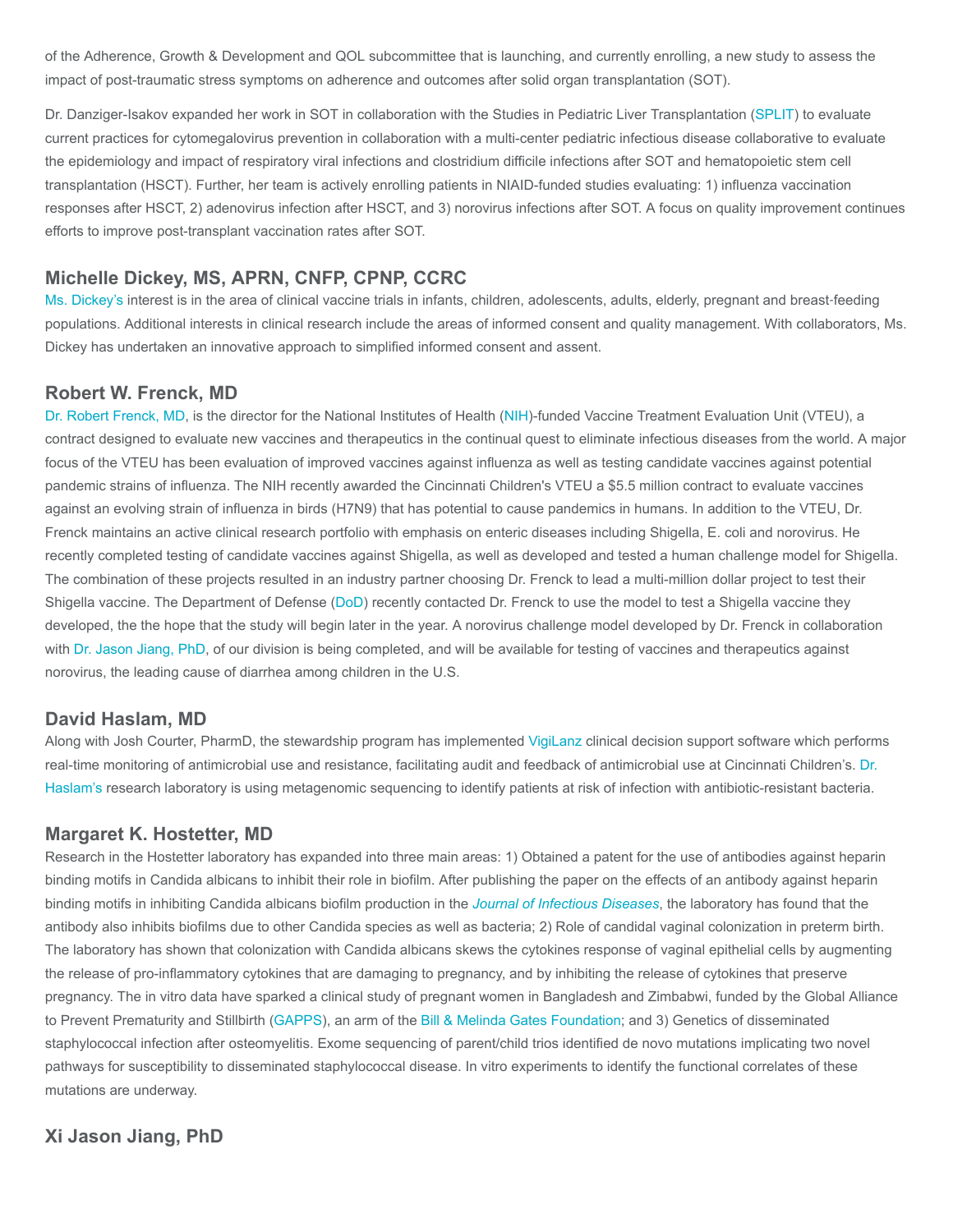of the Adherence, Growth & Development and QOL subcommittee that is launching, and currently enrolling, a new study to assess the impact of post-traumatic stress symptoms on adherence and outcomes after solid organ transplantation (SOT).

Dr. Danziger-Isakov expanded her work in SOT in collaboration with the Studies in Pediatric Liver Transplantation (SPLIT) to evaluate current practices for cytomegalovirus prevention in collaboration with a multi-center pediatric infectious disease collaborative to evaluate the epidemiology and impact of respiratory viral infections and clostridium difficile infections after SOT and hematopoietic stem cell transplantation (HSCT). Further, her team is actively enrolling patients in NIAID-funded studies evaluating: 1) influenza vaccination responses after HSCT, 2) adenovirus infection after HSCT, and 3) norovirus infections after SOT. A focus on quality improvement continues efforts to improve post-transplant vaccination rates after SOT.

## Michelle Dickey, MS, APRN, CNFP, CPNP, CCRC

Ms. Dickey's interest is in the area of clinical vaccine trials in infants, children, adolescents, adults, elderly, pregnant and breast-feeding populations. Additional interests in clinical research include the areas of informed consent and quality management. With collaborators, Ms. Dickey has undertaken an innovative approach to simplified informed consent and assent.

## Robert W. Frenck, MD

Dr. Robert Frenck, MD, is the director for the National Institutes of Health (NIH)-funded Vaccine Treatment Evaluation Unit (VTEU), a contract designed to evaluate new vaccines and therapeutics in the continual quest to eliminate infectious diseases from the world. A major focus of the VTEU has been evaluation of improved vaccines against influenza as well as testing candidate vaccines against potential pandemic strains of influenza. The NIH recently awarded the Cincinnati Children's VTEU a $5.5 million contract to evaluate vaccines against an evolving strain of influenza in birds (H7N9) that has potential to cause pandemics in humans. In addition to the VTEU, Dr. Frenck maintains an active clinical research portfolio with emphasis on enteric diseases including Shigella, E. coli and norovirus. He recently completed testing of candidate vaccines against Shigella, as well as developed and tested a human challenge model for Shigella. The combination of these projects resulted in an industry partner choosing Dr. Frenck to lead a multi-million dollar project to test their Shigella vaccine. The Department of Defense (DoD) recently contacted Dr. Frenck to use the model to test a Shigella vaccine they developed, the the hope that the study will begin later in the year. A norovirus challenge model developed by Dr. Frenck in collaboration with Dr. Jason Jiang, PhD, of our division is being completed, and will be available for testing of vaccines and therapeutics against norovirus, the leading cause of diarrhea among children in the U.S.

## David Haslam, MD

Along with Josh Courter, PharmD, the stewardship program has implemented VigiLanz clinical decision support software which performs real-time monitoring of antimicrobial use and resistance, facilitating audit and feedback of antimicrobial use at Cincinnati Children's. Dr. Haslam's research laboratory is using metagenomic sequencing to identify patients at risk of infection with antibiotic-resistant bacteria.

## Margaret K. Hostetter, MD

Research in the Hostetter laboratory has expanded into three main areas: 1) Obtained a patent for the use of antibodies against heparin binding motifs in Candida albicans to inhibit their role in biofilm. After publishing the paper on the effects of an antibody against heparin binding motifs in inhibiting Candida albicans biofilm production in the *Journal of Infectious Diseases*, the laboratory has found that the antibody also inhibits biofilms due to other Candida species as well as bacteria; 2) Role of candidal vaginal colonization in preterm birth. The laboratory has shown that colonization with Candida albicans skews the cytokines response of vaginal epithelial cells by augmenting the release of pro-inflammatory cytokines that are damaging to pregnancy, and by inhibiting the release of cytokines that preserve pregnancy. The in vitro data have sparked a clinical study of pregnant women in Bangladesh and Zimbabwi, funded by the Global Alliance to Prevent Prematurity and Stillbirth (GAPPS), an arm of the Bill & Melinda Gates Foundation; and 3) Genetics of disseminated staphylococcal infection after osteomyelitis. Exome sequencing of parent/child trios identified de novo mutations implicating two novel pathways for susceptibility to disseminated staphylococcal disease. In vitro experiments to identify the functional correlates of these mutations are underway.

## Xi Jason Jiang, PhD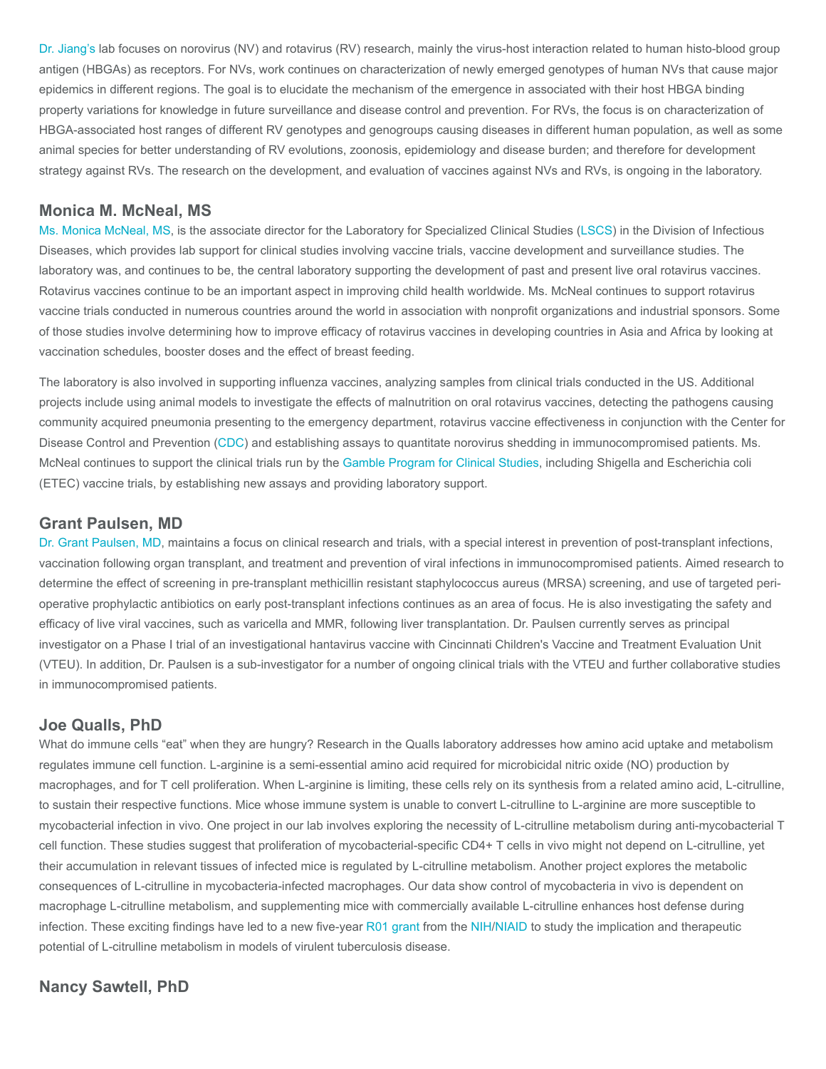Dr. Jiang's lab focuses on norovirus (NV) and rotavirus (RV) research, mainly the virus-host interaction related to human histo-blood group antigen (HBGAs) as receptors. For NVs, work continues on characterization of newly emerged genotypes of human NVs that cause major epidemics in different regions. The goal is to elucidate the mechanism of the emergence in associated with their host HBGA binding property variations for knowledge in future surveillance and disease control and prevention. For RVs, the focus is on characterization of HBGA-associated host ranges of different RV genotypes and genogroups causing diseases in different human population, as well as some animal species for better understanding of RV evolutions, zoonosis, epidemiology and disease burden; and therefore for development strategy against RVs. The research on the development, and evaluation of vaccines against NVs and RVs, is ongoing in the laboratory.

## Monica M. McNeal, MS

Ms. Monica McNeal, MS, is the associate director for the Laboratory for Specialized Clinical Studies (LSCS) in the Division of Infectious Diseases, which provides lab support for clinical studies involving vaccine trials, vaccine development and surveillance studies. The laboratory was, and continues to be, the central laboratory supporting the development of past and present live oral rotavirus vaccines. Rotavirus vaccines continue to be an important aspect in improving child health worldwide. Ms. McNeal continues to support rotavirus vaccine trials conducted in numerous countries around the world in association with nonprofit organizations and industrial sponsors. Some of those studies involve determining how to improve efficacy of rotavirus vaccines in developing countries in Asia and Africa by looking at vaccination schedules, booster doses and the effect of breast feeding.

The laboratory is also involved in supporting influenza vaccines, analyzing samples from clinical trials conducted in the US. Additional projects include using animal models to investigate the effects of malnutrition on oral rotavirus vaccines, detecting the pathogens causing community acquired pneumonia presenting to the emergency department, rotavirus vaccine effectiveness in conjunction with the Center for Disease Control and Prevention (CDC) and establishing assays to quantitate norovirus shedding in immunocompromised patients. Ms. McNeal continues to support the clinical trials run by the Gamble Program for Clinical Studies, including Shigella and Escherichia coli (ETEC) vaccine trials, by establishing new assays and providing laboratory support.

## Grant Paulsen, MD

Dr. Grant Paulsen, MD, maintains a focus on clinical research and trials, with a special interest in prevention of post-transplant infections, vaccination following organ transplant, and treatment and prevention of viral infections in immunocompromised patients. Aimed research to determine the effect of screening in pre-transplant methicillin resistant staphylococcus aureus (MRSA) screening, and use of targeted peri-operative prophylactic antibiotics on early post-transplant infections continues as an area of focus. He is also investigating the safety and efficacy of live viral vaccines, such as varicella and MMR, following liver transplantation. Dr. Paulsen currently serves as principal investigator on a Phase I trial of an investigational hantavirus vaccine with Cincinnati Children's Vaccine and Treatment Evaluation Unit (VTEU). In addition, Dr. Paulsen is a sub-investigator for a number of ongoing clinical trials with the VTEU and further collaborative studies in immunocompromised patients.

## Joe Qualls, PhD

What do immune cells "eat" when they are hungry? Research in the Qualls laboratory addresses how amino acid uptake and metabolism regulates immune cell function. L-arginine is a semi-essential amino acid required for microbicidal nitric oxide (NO) production by macrophages, and for T cell proliferation. When L-arginine is limiting, these cells rely on its synthesis from a related amino acid, L-citrulline, to sustain their respective functions. Mice whose immune system is unable to convert L-citrulline to L-arginine are more susceptible to mycobacterial infection in vivo. One project in our lab involves exploring the necessity of L-citrulline metabolism during anti-mycobacterial T cell function. These studies suggest that proliferation of mycobacterial-specific CD4+ T cells in vivo might not depend on L-citrulline, yet their accumulation in relevant tissues of infected mice is regulated by L-citrulline metabolism. Another project explores the metabolic consequences of L-citrulline in mycobacteria-infected macrophages. Our data show control of mycobacteria in vivo is dependent on macrophage L-citrulline metabolism, and supplementing mice with commercially available L-citrulline enhances host defense during infection. These exciting findings have led to a new five-year R01 grant from the NIH/NIAID to study the implication and therapeutic potential of L-citrulline metabolism in models of virulent tuberculosis disease.

## Nancy Sawtell, PhD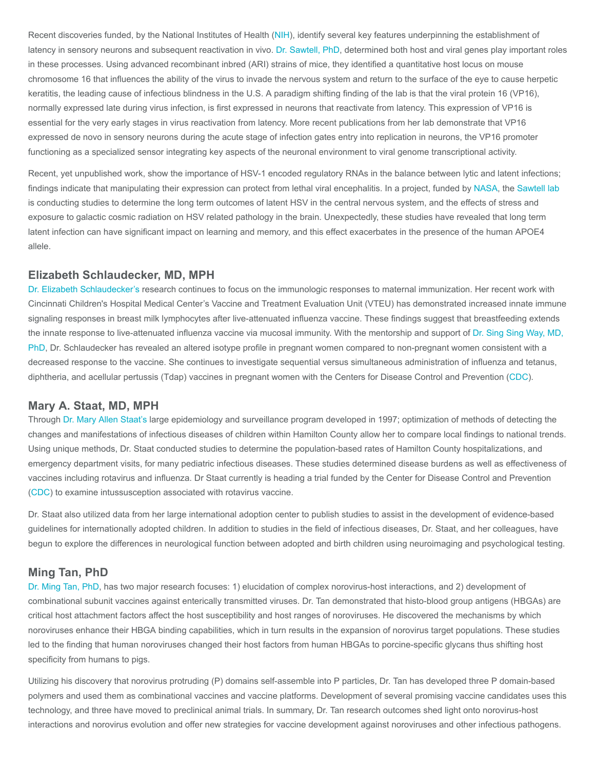Recent discoveries funded, by the National Institutes of Health (NIH), identify several key features underpinning the establishment of latency in sensory neurons and subsequent reactivation in vivo. Dr. Sawtell, PhD, determined both host and viral genes play important roles in these processes. Using advanced recombinant inbred (ARI) strains of mice, they identified a quantitative host locus on mouse chromosome 16 that influences the ability of the virus to invade the nervous system and return to the surface of the eye to cause herpetic keratitis, the leading cause of infectious blindness in the U.S. A paradigm shifting finding of the lab is that the viral protein 16 (VP16), normally expressed late during virus infection, is first expressed in neurons that reactivate from latency. This expression of VP16 is essential for the very early stages in virus reactivation from latency. More recent publications from her lab demonstrate that VP16 expressed de novo in sensory neurons during the acute stage of infection gates entry into replication in neurons, the VP16 promoter functioning as a specialized sensor integrating key aspects of the neuronal environment to viral genome transcriptional activity.

Recent, yet unpublished work, show the importance of HSV-1 encoded regulatory RNAs in the balance between lytic and latent infections; findings indicate that manipulating their expression can protect from lethal viral encephalitis. In a project, funded by NASA, the Sawtell lab is conducting studies to determine the long term outcomes of latent HSV in the central nervous system, and the effects of stress and exposure to galactic cosmic radiation on HSV related pathology in the brain. Unexpectedly, these studies have revealed that long term latent infection can have significant impact on learning and memory, and this effect exacerbates in the presence of the human APOE4 allele.

## Elizabeth Schlaudecker, MD, MPH

Dr. Elizabeth Schlaudecker's research continues to focus on the immunologic responses to maternal immunization. Her recent work with Cincinnati Children's Hospital Medical Center's Vaccine and Treatment Evaluation Unit (VTEU) has demonstrated increased innate immune signaling responses in breast milk lymphocytes after live-attenuated influenza vaccine. These findings suggest that breastfeeding extends the innate response to live-attenuated influenza vaccine via mucosal immunity. With the mentorship and support of Dr. Sing Sing Way, MD, PhD, Dr. Schlaudecker has revealed an altered isotype profile in pregnant women compared to non-pregnant women consistent with a decreased response to the vaccine. She continues to investigate sequential versus simultaneous administration of influenza and tetanus, diphtheria, and acellular pertussis (Tdap) vaccines in pregnant women with the Centers for Disease Control and Prevention (CDC).

## Mary A. Staat, MD, MPH

Through Dr. Mary Allen Staat's large epidemiology and surveillance program developed in 1997; optimization of methods of detecting the changes and manifestations of infectious diseases of children within Hamilton County allow her to compare local findings to national trends. Using unique methods, Dr. Staat conducted studies to determine the population-based rates of Hamilton County hospitalizations, and emergency department visits, for many pediatric infectious diseases. These studies determined disease burdens as well as effectiveness of vaccines including rotavirus and influenza. Dr Staat currently is heading a trial funded by the Center for Disease Control and Prevention (CDC) to examine intussusception associated with rotavirus vaccine.

Dr. Staat also utilized data from her large international adoption center to publish studies to assist in the development of evidence-based guidelines for internationally adopted children. In addition to studies in the field of infectious diseases, Dr. Staat, and her colleagues, have begun to explore the differences in neurological function between adopted and birth children using neuroimaging and psychological testing.

## Ming Tan, PhD

Dr. Ming Tan, PhD, has two major research focuses: 1) elucidation of complex norovirus-host interactions, and 2) development of combinational subunit vaccines against enterically transmitted viruses. Dr. Tan demonstrated that histo-blood group antigens (HBGAs) are critical host attachment factors affect the host susceptibility and host ranges of noroviruses. He discovered the mechanisms by which noroviruses enhance their HBGA binding capabilities, which in turn results in the expansion of norovirus target populations. These studies led to the finding that human noroviruses changed their host factors from human HBGAs to porcine-specific glycans thus shifting host specificity from humans to pigs.

Utilizing his discovery that norovirus protruding (P) domains self-assemble into P particles, Dr. Tan has developed three P domain-based polymers and used them as combinational vaccines and vaccine platforms. Development of several promising vaccine candidates uses this technology, and three have moved to preclinical animal trials. In summary, Dr. Tan research outcomes shed light onto norovirus-host interactions and norovirus evolution and offer new strategies for vaccine development against noroviruses and other infectious pathogens.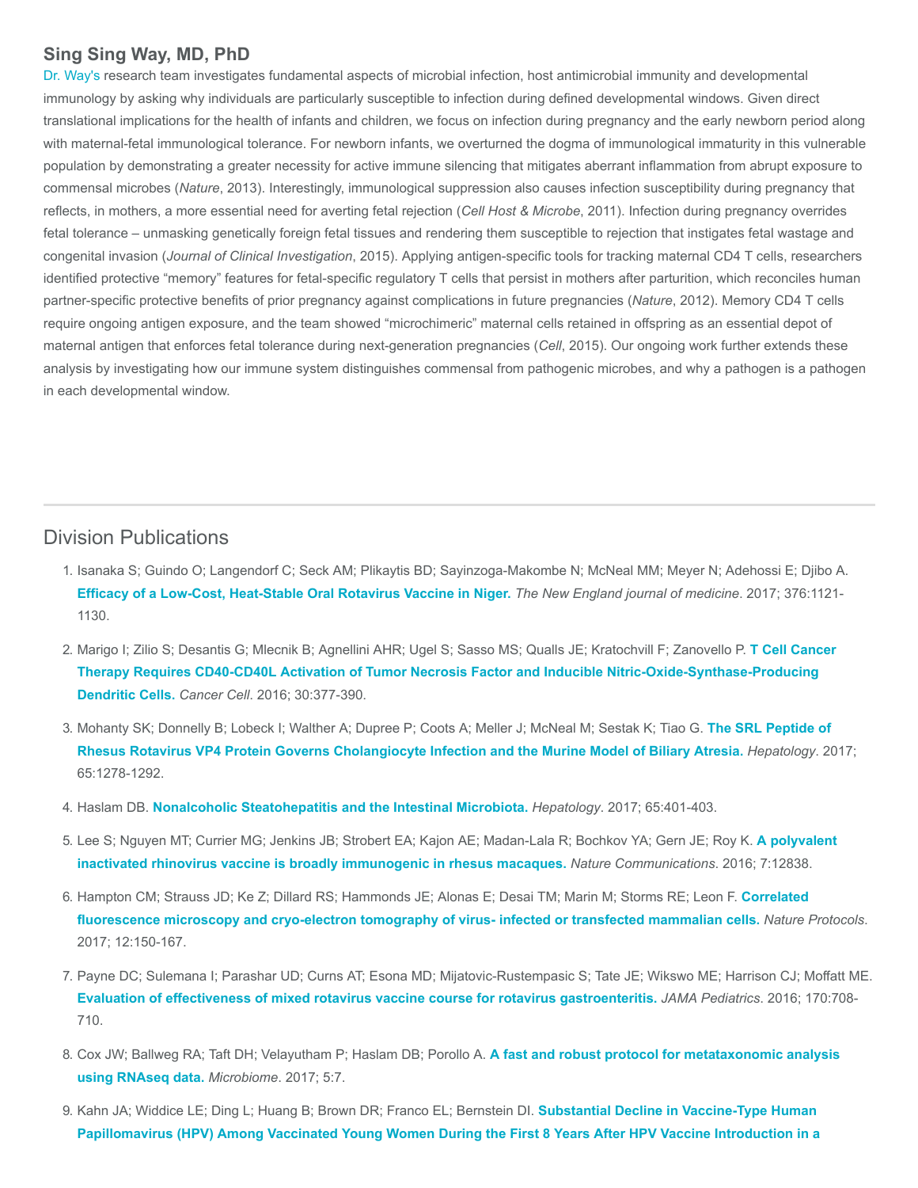## Sing Sing Way, MD, PhD

Dr. Way's research team investigates fundamental aspects of microbial infection, host antimicrobial immunity and developmental immunology by asking why individuals are particularly susceptible to infection during defined developmental windows. Given direct translational implications for the health of infants and children, we focus on infection during pregnancy and the early newborn period along with maternal-fetal immunological tolerance. For newborn infants, we overturned the dogma of immunological immaturity in this vulnerable population by demonstrating a greater necessity for active immune silencing that mitigates aberrant inflammation from abrupt exposure to commensal microbes (*Nature*, 2013). Interestingly, immunological suppression also causes infection susceptibility during pregnancy that reflects, in mothers, a more essential need for averting fetal rejection (*Cell Host & Microbe*, 2011). Infection during pregnancy overrides fetal tolerance – unmasking genetically foreign fetal tissues and rendering them susceptible to rejection that instigates fetal wastage and congenital invasion (*Journal of Clinical Investigation*, 2015). Applying antigen-specific tools for tracking maternal CD4 T cells, researchers identified protective "memory" features for fetal-specific regulatory T cells that persist in mothers after parturition, which reconciles human partner-specific protective benefits of prior pregnancy against complications in future pregnancies (*Nature*, 2012). Memory CD4 T cells require ongoing antigen exposure, and the team showed "microchimeric" maternal cells retained in offspring as an essential depot of maternal antigen that enforces fetal tolerance during next-generation pregnancies (*Cell*, 2015). Our ongoing work further extends these analysis by investigating how our immune system distinguishes commensal from pathogenic microbes, and why a pathogen is a pathogen in each developmental window.

---

# Division Publications

1. Isanaka S; Guindo O; Langendorf C; Seck AM; Plikaytis BD; Sayinzoga-Makombe N; McNeal MM; Meyer N; Adehossi E; Djibo A. **Efficacy of a Low-Cost, Heat-Stable Oral Rotavirus Vaccine in Niger.** *The New England journal of medicine*. 2017; 376:1121-1130.

2. Marigo I; Zilio S; Desantis G; Mlecnik B; Agnellini AHR; Ugel S; Sasso MS; Qualls JE; Kratochvill F; Zanovello P. **T Cell Cancer Therapy Requires CD40-CD40L Activation of Tumor Necrosis Factor and Inducible Nitric-Oxide-Synthase-Producing Dendritic Cells.** *Cancer Cell*. 2016; 30:377-390.

3. Mohanty SK; Donnelly B; Lobeck I; Walther A; Dupree P; Coots A; Meller J; McNeal M; Sestak K; Tiao G. **The SRL Peptide of Rhesus Rotavirus VP4 Protein Governs Cholangiocyte Infection and the Murine Model of Biliary Atresia.** *Hepatology*. 2017; 65:1278-1292.

4. Haslam DB. **Nonalcoholic Steatohepatitis and the Intestinal Microbiota.** *Hepatology*. 2017; 65:401-403.

5. Lee S; Nguyen MT; Currier MG; Jenkins JB; Strobert EA; Kajon AE; Madan-Lala R; Bochkov YA; Gern JE; Roy K. **A polyvalent inactivated rhinovirus vaccine is broadly immunogenic in rhesus macaques.** *Nature Communications*. 2016; 7:12838.

6. Hampton CM; Strauss JD; Ke Z; Dillard RS; Hammonds JE; Alonas E; Desai TM; Marin M; Storms RE; Leon F. **Correlated fluorescence microscopy and cryo-electron tomography of virus- infected or transfected mammalian cells.** *Nature Protocols*. 2017; 12:150-167.

7. Payne DC; Sulemana I; Parashar UD; Curns AT; Esona MD; Mijatovic-Rustempasic S; Tate JE; Wikswo ME; Harrison CJ; Moffatt ME. **Evaluation of effectiveness of mixed rotavirus vaccine course for rotavirus gastroenteritis.** *JAMA Pediatrics*. 2016; 170:708-710.

8. Cox JW; Ballweg RA; Taft DH; Velayutham P; Haslam DB; Porollo A. **A fast and robust protocol for metataxonomic analysis using RNAseq data.** *Microbiome*. 2017; 5:7.

9. Kahn JA; Widdice LE; Ding L; Huang B; Brown DR; Franco EL; Bernstein DI. **Substantial Decline in Vaccine-Type Human Papillomavirus (HPV) Among Vaccinated Young Women During the First 8 Years After HPV Vaccine Introduction in a**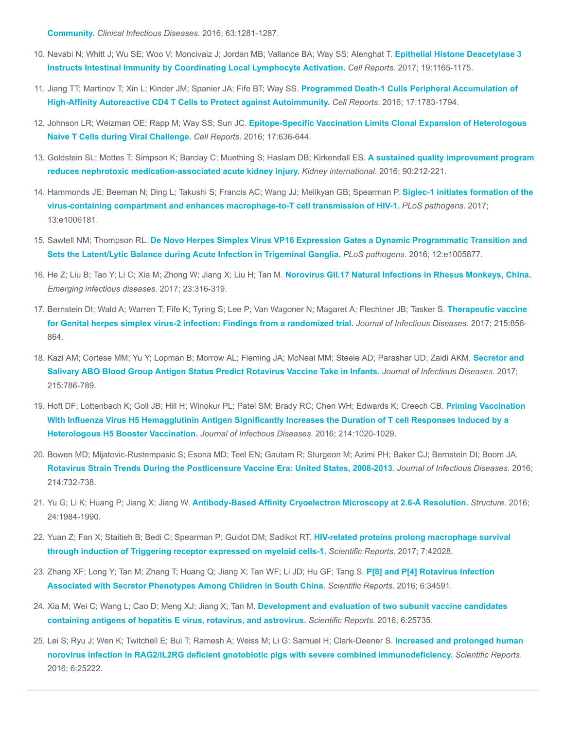**Community.** *Clinical Infectious Diseases*. 2016; 63:1281-1287.

10. Navabi N; Whitt J; Wu SE; Woo V; Moncivaiz J; Jordan MB; Vallance BA; Way SS; Alenghat T. **Epithelial Histone Deacetylase 3 Instructs Intestinal Immunity by Coordinating Local Lymphocyte Activation.** *Cell Reports*. 2017; 19:1165-1175.

11. Jiang TT; Martinov T; Xin L; Kinder JM; Spanier JA; Fife BT; Way SS. **Programmed Death-1 Culls Peripheral Accumulation of High-Affinity Autoreactive CD4 T Cells to Protect against Autoimmunity.** *Cell Reports*. 2016; 17:1783-1794.

12. Johnson LR; Weizman OE; Rapp M; Way SS; Sun JC. **Epitope-Specific Vaccination Limits Clonal Expansion of Heterologous Naive T Cells during Viral Challenge.** *Cell Reports*. 2016; 17:636-644.

13. Goldstein SL; Mottes T; Simpson K; Barclay C; Muething S; Haslam DB; Kirkendall ES. **A sustained quality improvement program reduces nephrotoxic medication-associated acute kidney injury.** *Kidney international*. 2016; 90:212-221.

14. Hammonds JE; Beeman N; Ding L; Takushi S; Francis AC; Wang JJ; Melikyan GB; Spearman P. **Siglec-1 initiates formation of the virus-containing compartment and enhances macrophage-to-T cell transmission of HIV-1.** *PLoS pathogens*. 2017; 13:e1006181.

15. Sawtell NM; Thompson RL. **De Novo Herpes Simplex Virus VP16 Expression Gates a Dynamic Programmatic Transition and Sets the Latent/Lytic Balance during Acute Infection in Trigeminal Ganglia.** *PLoS pathogens*. 2016; 12:e1005877.

16. He Z; Liu B; Tao Y; Li C; Xia M; Zhong W; Jiang X; Liu H; Tan M. **Norovirus GII.17 Natural Infections in Rhesus Monkeys, China.** *Emerging infectious diseases*. 2017; 23:316-319.

17. Bernstein DI; Wald A; Warren T; Fife K; Tyring S; Lee P; Van Wagoner N; Magaret A; Flechtner JB; Tasker S. **Therapeutic vaccine for Genital herpes simplex virus-2 infection: Findings from a randomized trial.** *Journal of Infectious Diseases*. 2017; 215:856-864.

18. Kazi AM; Cortese MM; Yu Y; Lopman B; Morrow AL; Fleming JA; McNeal MM; Steele AD; Parashar UD; Zaidi AKM. **Secretor and Salivary ABO Blood Group Antigen Status Predict Rotavirus Vaccine Take in Infants.** *Journal of Infectious Diseases*. 2017; 215:786-789.

19. Hoft DF; Lottenbach K; Goll JB; Hill H; Winokur PL; Patel SM; Brady RC; Chen WH; Edwards K; Creech CB. **Priming Vaccination With Influenza Virus H5 Hemagglutinin Antigen Significantly Increases the Duration of T cell Responses Induced by a Heterologous H5 Booster Vaccination.** *Journal of Infectious Diseases*. 2016; 214:1020-1029.

20. Bowen MD; Mijatovic-Rustempasic S; Esona MD; Teel EN; Gautam R; Sturgeon M; Azimi PH; Baker CJ; Bernstein DI; Boom JA. **Rotavirus Strain Trends During the Postlicensure Vaccine Era: United States, 2008-2013.** *Journal of Infectious Diseases*. 2016; 214:732-738.

21. Yu G; Li K; Huang P; Jiang X; Jiang W. **Antibody-Based Affinity Cryoelectron Microscopy at 2.6-Å Resolution.** *Structure*. 2016; 24:1984-1990.

22. Yuan Z; Fan X; Staitieh B; Bedi C; Spearman P; Guidot DM; Sadikot RT. **HIV-related proteins prolong macrophage survival through induction of Triggering receptor expressed on myeloid cells-1.** *Scientific Reports*. 2017; 7:42028.

23. Zhang XF; Long Y; Tan M; Zhang T; Huang Q; Jiang X; Tan WF; Li JD; Hu GF; Tang S. **P[8] and P[4] Rotavirus Infection Associated with Secretor Phenotypes Among Children in South China.** *Scientific Reports*. 2016; 6:34591.

24. Xia M; Wei C; Wang L; Cao D; Meng XJ; Jiang X; Tan M. **Development and evaluation of two subunit vaccine candidates containing antigens of hepatitis E virus, rotavirus, and astrovirus.** *Scientific Reports*. 2016; 6:25735.

25. Lei S; Ryu J; Wen K; Twitchell E; Bui T; Ramesh A; Weiss M; Li G; Samuel H; Clark-Deener S. **Increased and prolonged human norovirus infection in RAG2/IL2RG deficient gnotobiotic pigs with severe combined immunodeficiency.** *Scientific Reports*. 2016; 6:25222.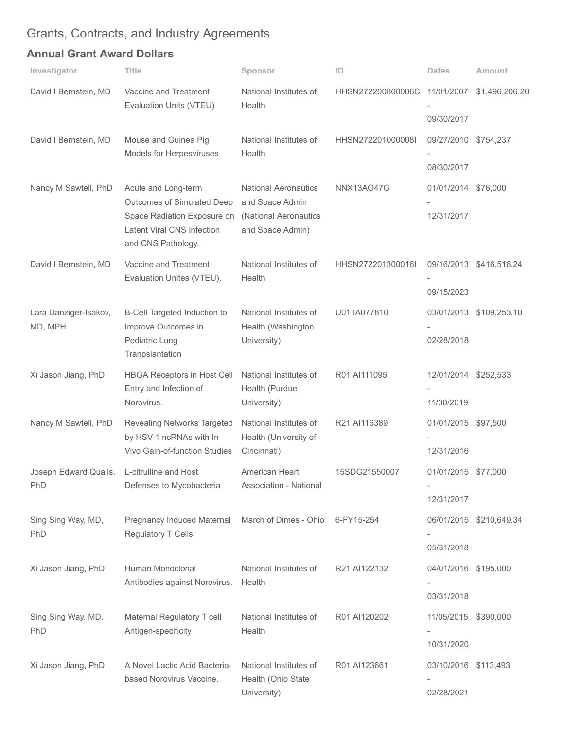Grants, Contracts, and Industry Agreements

## Annual Grant Award Dollars

| Investigator | Title | Sponsor | ID | Dates | Amount |
|---|---|---|---|---|---|
| David I Bernstein, MD | Vaccine and Treatment Evaluation Units (VTEU) | National Institutes of Health | HHSN272200800006C | 11/01/2007 - 09/30/2017 | $1,496,206.20 |
| David I Bernstein, MD | Mouse and Guinea Pig Models for Herpesviruses | National Institutes of Health | HHSN272201000008I | 09/27/2010 - 08/30/2017 | $754,237 |
| Nancy M Sawtell, PhD | Acute and Long-term Outcomes of Simulated Deep Space Radiation Exposure on Latent Viral CNS Infection and CNS Pathology. | National Aeronautics and Space Admin (National Aeronautics and Space Admin) | NNX13AO47G | 01/01/2014 - 12/31/2017 | $76,000 |
| David I Bernstein, MD | Vaccine and Treatment Evaluation Unites (VTEU). | National Institutes of Health | HHSN272201300016I | 09/16/2013 - 09/15/2023 | $416,516.24 |
| Lara Danziger-Isakov, MD, MPH | B-Cell Targeted Induction to Improve Outcomes in Pediatric Lung Tranpslantation | National Institutes of Health (Washington University) | U01 IA077810 | 03/01/2013 - 02/28/2018 | $109,253.10 |
| Xi Jason Jiang, PhD | HBGA Receptors in Host Cell Entry and Infection of Norovirus. | National Institutes of Health (Purdue University) | R01 AI111095 | 12/01/2014 - 11/30/2019 | $252,533 |
| Nancy M Sawtell, PhD | Revealing Networks Targeted by HSV-1 ncRNAs with In Vivo Gain-of-function Studies | National Institutes of Health (University of Cincinnati) | R21 AI116389 | 01/01/2015 - 12/31/2016 | $97,500 |
| Joseph Edward Qualls, PhD | L-citrulline and Host Defenses to Mycobacteria | American Heart Association - National | 15SDG21550007 | 01/01/2015 - 12/31/2017 | $77,000 |
| Sing Sing Way, MD, PhD | Pregnancy Induced Maternal Regulatory T Cells | March of Dimes - Ohio | 6-FY15-254 | 06/01/2015 - 05/31/2018 | $210,649.34 |
| Xi Jason Jiang, PhD | Human Monoclonal Antibodies against Norovirus. | National Institutes of Health | R21 AI122132 | 04/01/2016 - 03/31/2018 | $195,000 |
| Sing Sing Way, MD, PhD | Maternal Regulatory T cell Antigen-specificity | National Institutes of Health | R01 AI120202 | 11/05/2015 - 10/31/2020 | $390,000 |
| Xi Jason Jiang, PhD | A Novel Lactic Acid Bacteria-based Norovirus Vaccine. | National Institutes of Health (Ohio State University) | R01 AI123661 | 03/10/2016 - 02/28/2021 | $113,493 |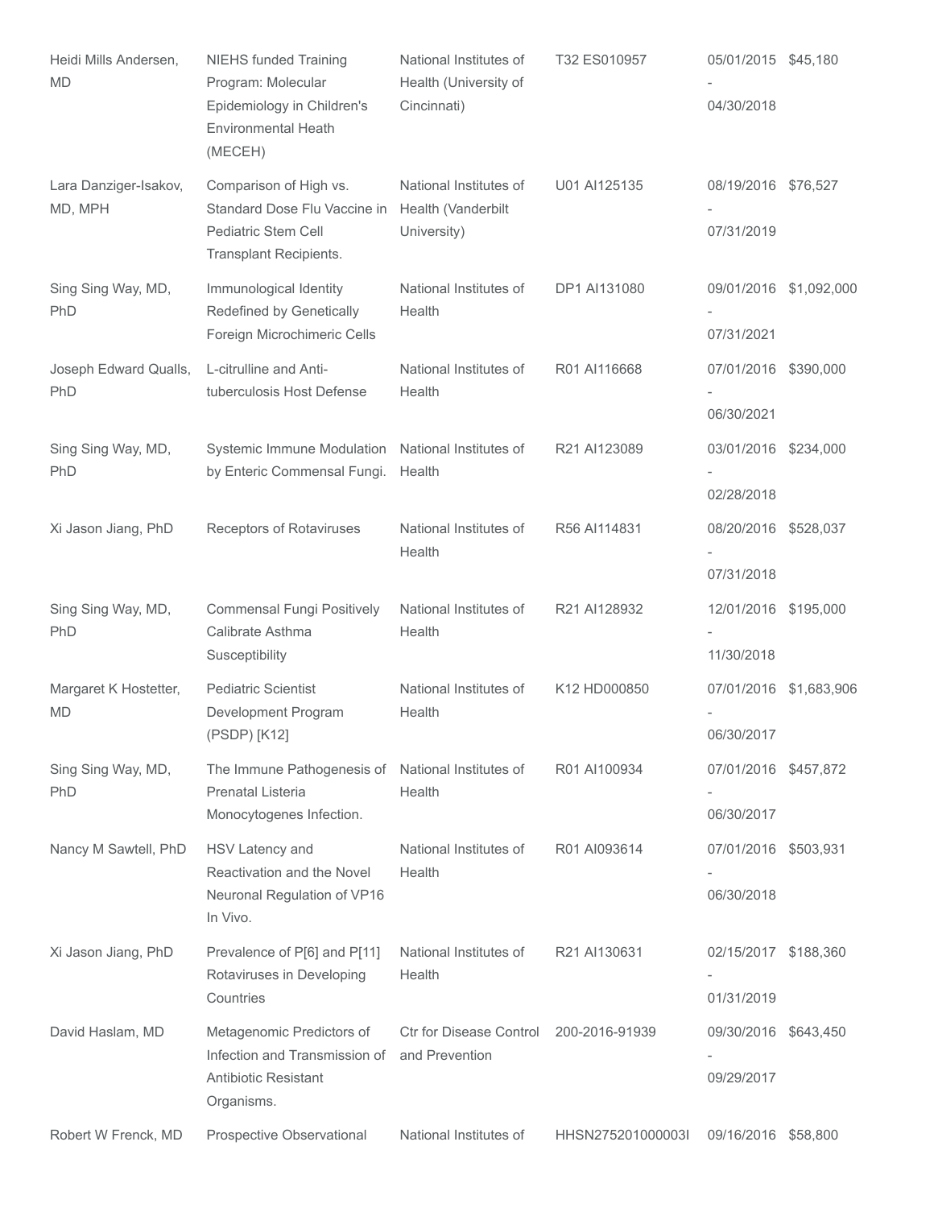| | | | | | |
|---|---|---|---|---|---|
| Heidi Mills Andersen, MD | NIEHS funded Training Program: Molecular Epidemiology in Children's Environmental Heath (MECEH) | National Institutes of Health (University of Cincinnati) | T32 ES010957 | 05/01/2015 - 04/30/2018 | $45,180 |
| Lara Danziger-Isakov, MD, MPH | Comparison of High vs. Standard Dose Flu Vaccine in Pediatric Stem Cell Transplant Recipients. | National Institutes of Health (Vanderbilt University) | U01 AI125135 | 08/19/2016 - 07/31/2019 | $76,527 |
| Sing Sing Way, MD, PhD | Immunological Identity Redefined by Genetically Foreign Microchimeric Cells | National Institutes of Health | DP1 AI131080 | 09/01/2016 - 07/31/2021 | $1,092,000 |
| Joseph Edward Qualls, PhD | L-citrulline and Anti-tuberculosis Host Defense | National Institutes of Health | R01 AI116668 | 07/01/2016 - 06/30/2021 | $390,000 |
| Sing Sing Way, MD, PhD | Systemic Immune Modulation by Enteric Commensal Fungi. | National Institutes of Health | R21 AI123089 | 03/01/2016 - 02/28/2018 | $234,000 |
| Xi Jason Jiang, PhD | Receptors of Rotaviruses | National Institutes of Health | R56 AI114831 | 08/20/2016 - 07/31/2018 | $528,037 |
| Sing Sing Way, MD, PhD | Commensal Fungi Positively Calibrate Asthma Susceptibility | National Institutes of Health | R21 AI128932 | 12/01/2016 - 11/30/2018 | $195,000 |
| Margaret K Hostetter, MD | Pediatric Scientist Development Program (PSDP) [K12] | National Institutes of Health | K12 HD000850 | 07/01/2016 - 06/30/2017 | $1,683,906 |
| Sing Sing Way, MD, PhD | The Immune Pathogenesis of Prenatal Listeria Monocytogenes Infection. | National Institutes of Health | R01 AI100934 | 07/01/2016 - 06/30/2017 | $457,872 |
| Nancy M Sawtell, PhD | HSV Latency and Reactivation and the Novel Neuronal Regulation of VP16 In Vivo. | National Institutes of Health | R01 AI093614 | 07/01/2016 - 06/30/2018 | $503,931 |
| Xi Jason Jiang, PhD | Prevalence of P[6] and P[11] Rotaviruses in Developing Countries | National Institutes of Health | R21 AI130631 | 02/15/2017 - 01/31/2019 | $188,360 |
| David Haslam, MD | Metagenomic Predictors of Infection and Transmission of Antibiotic Resistant Organisms. | Ctr for Disease Control and Prevention | 200-2016-91939 | 09/30/2016 - 09/29/2017 | $643,450 |
| Robert W Frenck, MD | Prospective Observational | National Institutes of | HHSN275201000003I | 09/16/2016 | $58,800 |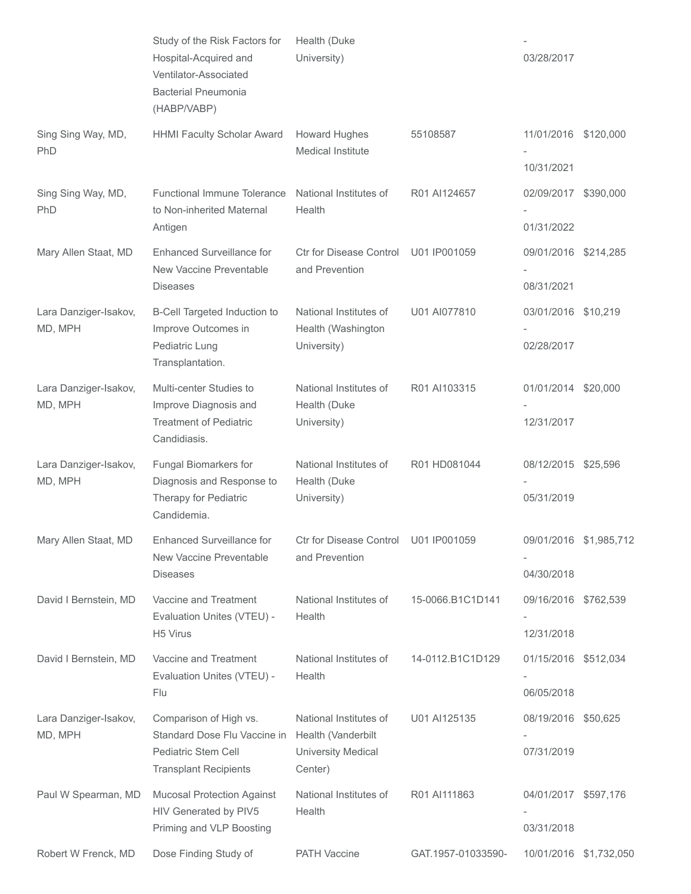| | | | | | |
|---|---|---|---|---|---|
| | Study of the Risk Factors for Hospital-Acquired and Ventilator-Associated Bacterial Pneumonia (HABP/VABP) | Health (Duke University) | | - 03/28/2017 | |
| Sing Sing Way, MD, PhD | HHMI Faculty Scholar Award | Howard Hughes Medical Institute | 55108587 | 11/01/2016 - 10/31/2021 | $120,000 |
| Sing Sing Way, MD, PhD | Functional Immune Tolerance to Non-inherited Maternal Antigen | National Institutes of Health | R01 AI124657 | 02/09/2017 - 01/31/2022 | $390,000 |
| Mary Allen Staat, MD | Enhanced Surveillance for New Vaccine Preventable Diseases | Ctr for Disease Control and Prevention | U01 IP001059 | 09/01/2016 - 08/31/2021 | $214,285 |
| Lara Danziger-Isakov, MD, MPH | B-Cell Targeted Induction to Improve Outcomes in Pediatric Lung Transplantation. | National Institutes of Health (Washington University) | U01 AI077810 | 03/01/2016 - 02/28/2017 | $10,219 |
| Lara Danziger-Isakov, MD, MPH | Multi-center Studies to Improve Diagnosis and Treatment of Pediatric Candidiasis. | National Institutes of Health (Duke University) | R01 AI103315 | 01/01/2014 - 12/31/2017 | $20,000 |
| Lara Danziger-Isakov, MD, MPH | Fungal Biomarkers for Diagnosis and Response to Therapy for Pediatric Candidemia. | National Institutes of Health (Duke University) | R01 HD081044 | 08/12/2015 - 05/31/2019 | $25,596 |
| Mary Allen Staat, MD | Enhanced Surveillance for New Vaccine Preventable Diseases | Ctr for Disease Control and Prevention | U01 IP001059 | 09/01/2016 - 04/30/2018 | $1,985,712 |
| David I Bernstein, MD | Vaccine and Treatment Evaluation Unites (VTEU) - H5 Virus | National Institutes of Health | 15-0066.B1C1D141 | 09/16/2016 - 12/31/2018 | $762,539 |
| David I Bernstein, MD | Vaccine and Treatment Evaluation Unites (VTEU) - Flu | National Institutes of Health | 14-0112.B1C1D129 | 01/15/2016 - 06/05/2018 | $512,034 |
| Lara Danziger-Isakov, MD, MPH | Comparison of High vs. Standard Dose Flu Vaccine in Pediatric Stem Cell Transplant Recipients | National Institutes of Health (Vanderbilt University Medical Center) | U01 AI125135 | 08/19/2016 - 07/31/2019 | $50,625 |
| Paul W Spearman, MD | Mucosal Protection Against HIV Generated by PIV5 Priming and VLP Boosting | National Institutes of Health | R01 AI111863 | 04/01/2017 - 03/31/2018 | $597,176 |
| Robert W Frenck, MD | Dose Finding Study of | PATH Vaccine | GAT.1957-01033590- | 10/01/2016 | $1,732,050 |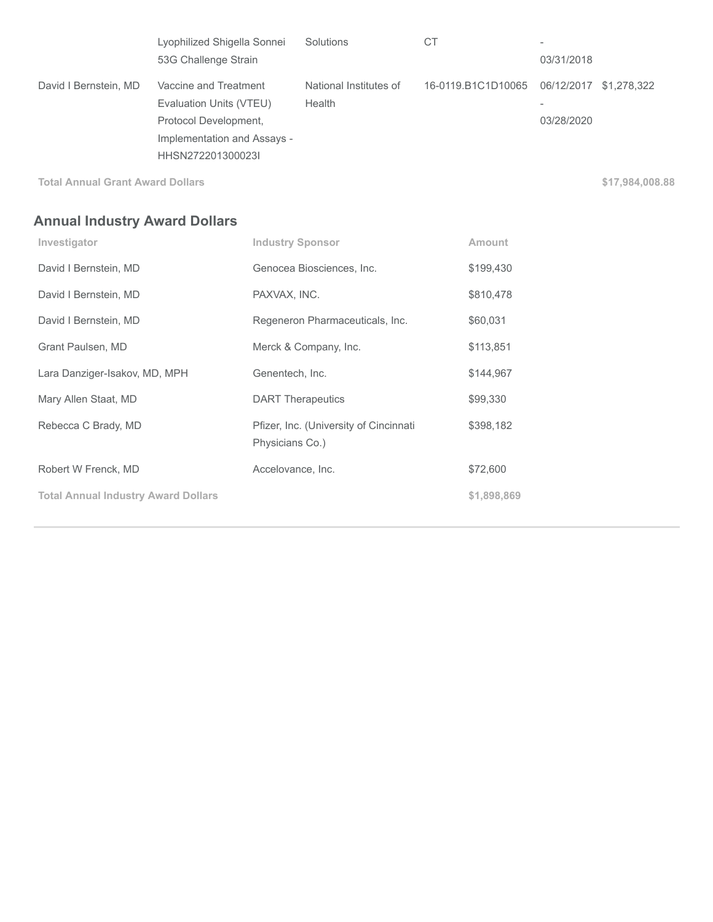| | | | | | |
|---|---|---|---|---|---|
| | Lyophilized Shigella Sonnei 53G Challenge Strain | Solutions | CT | - 03/31/2018 | |
| David I Bernstein, MD | Vaccine and Treatment Evaluation Units (VTEU) Protocol Development, Implementation and Assays - HHSN272201300023I | National Institutes of Health | 16-0119.B1C1D10065 | 06/12/2017 - 03/28/2020 | $1,278,322 |
| **Total Annual Grant Award Dollars** | | | | | **$17,984,008.88** |

## Annual Industry Award Dollars

| Investigator | Industry Sponsor | Amount |
|---|---|---|
| David I Bernstein, MD | Genocea Biosciences, Inc. | $199,430 |
| David I Bernstein, MD | PAXVAX, INC. | $810,478 |
| David I Bernstein, MD | Regeneron Pharmaceuticals, Inc. | $60,031 |
| Grant Paulsen, MD | Merck & Company, Inc. | $113,851 |
| Lara Danziger-Isakov, MD, MPH | Genentech, Inc. | $144,967 |
| Mary Allen Staat, MD | DART Therapeutics | $99,330 |
| Rebecca C Brady, MD | Pfizer, Inc. (University of Cincinnati Physicians Co.) | $398,182 |
| Robert W Frenck, MD | Accelovance, Inc. | $72,600 |
| **Total Annual Industry Award Dollars** | | **$1,898,869** |